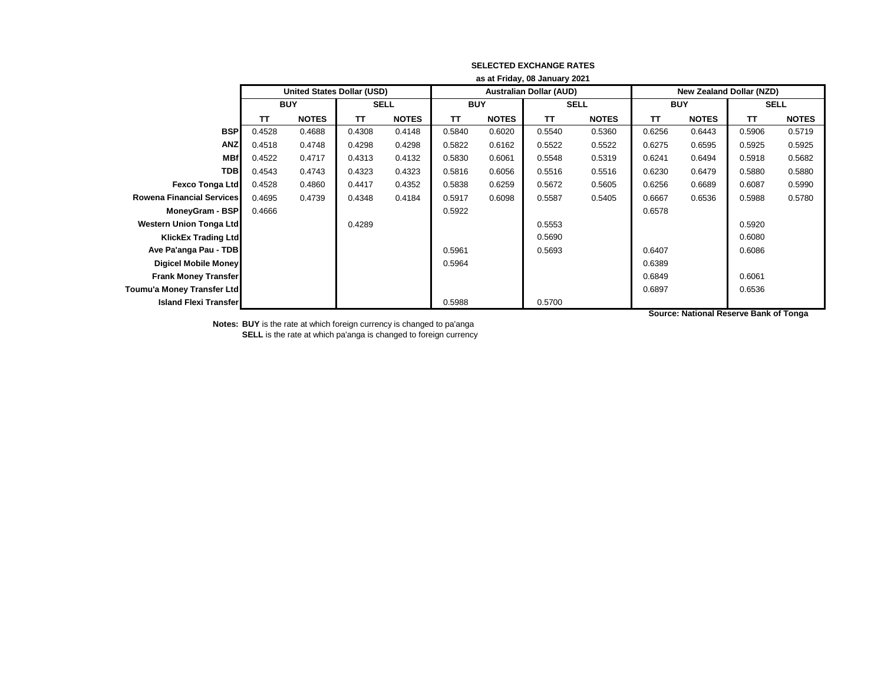**SELECTED EXCHANGE RATES**

**as at Friday, 08 January 2021**

| | **United States Dollar (USD)** | | | | **Australian Dollar (AUD)** | | | | **New Zealand Dollar (NZD)** | | | |
|---|---|---|---|---|---|---|---|---|---|---|---|---|
| | **BUY** | | **SELL** | | **BUY** | | **SELL** | | **BUY** | | **SELL** | |
| | **TT** | **NOTES** | **TT** | **NOTES** | **TT** | **NOTES** | **TT** | **NOTES** | **TT** | **NOTES** | **TT** | **NOTES** |
| **BSP** | 0.4528 | 0.4688 | 0.4308 | 0.4148 | 0.5840 | 0.6020 | 0.5540 | 0.5360 | 0.6256 | 0.6443 | 0.5906 | 0.5719 |
| **ANZ** | 0.4518 | 0.4748 | 0.4298 | 0.4298 | 0.5822 | 0.6162 | 0.5522 | 0.5522 | 0.6275 | 0.6595 | 0.5925 | 0.5925 |
| **MBf** | 0.4522 | 0.4717 | 0.4313 | 0.4132 | 0.5830 | 0.6061 | 0.5548 | 0.5319 | 0.6241 | 0.6494 | 0.5918 | 0.5682 |
| **TDB** | 0.4543 | 0.4743 | 0.4323 | 0.4323 | 0.5816 | 0.6056 | 0.5516 | 0.5516 | 0.6230 | 0.6479 | 0.5880 | 0.5880 |
| **Fexco Tonga Ltd** | 0.4528 | 0.4860 | 0.4417 | 0.4352 | 0.5838 | 0.6259 | 0.5672 | 0.5605 | 0.6256 | 0.6689 | 0.6087 | 0.5990 |
| **Rowena Financial Services** | 0.4695 | 0.4739 | 0.4348 | 0.4184 | 0.5917 | 0.6098 | 0.5587 | 0.5405 | 0.6667 | 0.6536 | 0.5988 | 0.5780 |
| **MoneyGram - BSP** | 0.4666 | | | | 0.5922 | | | | 0.6578 | | | |
| **Western Union Tonga Ltd** | | | 0.4289 | | | | 0.5553 | | | | 0.5920 | |
| **KlickEx Trading Ltd** | | | | | | | 0.5690 | | | | 0.6080 | |
| **Ave Pa'anga Pau - TDB** | | | | | 0.5961 | | 0.5693 | | 0.6407 | | 0.6086 | |
| **Digicel Mobile Money** | | | | | 0.5964 | | | | 0.6389 | | | |
| **Frank Money Transfer** | | | | | | | | | 0.6849 | | 0.6061 | |
| **Toumu'a Money Transfer Ltd** | | | | | | | | | 0.6897 | | 0.6536 | |
| **Island Flexi Transfer** | | | | | 0.5988 | | 0.5700 | | | | | |

**Source: National Reserve Bank of Tonga**

**Notes:** **BUY** is the rate at which foreign currency is changed to pa'anga
**SELL** is the rate at which pa'anga is changed to foreign currency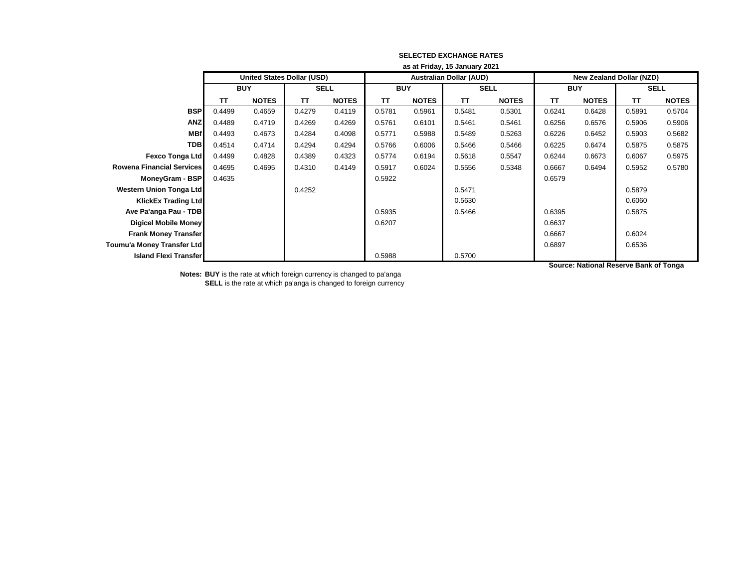**SELECTED EXCHANGE RATES**

**as at Friday, 15 January 2021**

| | United States Dollar (USD) | | | | Australian Dollar (AUD) | | | | New Zealand Dollar (NZD) | | | |
|---|---|---|---|---|---|---|---|---|---|---|---|---|
| | BUY | | SELL | | BUY | | SELL | | BUY | | SELL | |
| | TT | NOTES | TT | NOTES | TT | NOTES | TT | NOTES | TT | NOTES | TT | NOTES |
| **BSP** | 0.4499 | 0.4659 | 0.4279 | 0.4119 | 0.5781 | 0.5961 | 0.5481 | 0.5301 | 0.6241 | 0.6428 | 0.5891 | 0.5704 |
| **ANZ** | 0.4489 | 0.4719 | 0.4269 | 0.4269 | 0.5761 | 0.6101 | 0.5461 | 0.5461 | 0.6256 | 0.6576 | 0.5906 | 0.5906 |
| **MBf** | 0.4493 | 0.4673 | 0.4284 | 0.4098 | 0.5771 | 0.5988 | 0.5489 | 0.5263 | 0.6226 | 0.6452 | 0.5903 | 0.5682 |
| **TDB** | 0.4514 | 0.4714 | 0.4294 | 0.4294 | 0.5766 | 0.6006 | 0.5466 | 0.5466 | 0.6225 | 0.6474 | 0.5875 | 0.5875 |
| **Fexco Tonga Ltd** | 0.4499 | 0.4828 | 0.4389 | 0.4323 | 0.5774 | 0.6194 | 0.5618 | 0.5547 | 0.6244 | 0.6673 | 0.6067 | 0.5975 |
| **Rowena Financial Services** | 0.4695 | 0.4695 | 0.4310 | 0.4149 | 0.5917 | 0.6024 | 0.5556 | 0.5348 | 0.6667 | 0.6494 | 0.5952 | 0.5780 |
| **MoneyGram - BSP** | 0.4635 | | | | 0.5922 | | | | 0.6579 | | | |
| **Western Union Tonga Ltd** | | | 0.4252 | | | | 0.5471 | | | | 0.5879 | |
| **KlickEx Trading Ltd** | | | | | | | 0.5630 | | | | 0.6060 | |
| **Ave Pa'anga Pau - TDB** | | | | | 0.5935 | | 0.5466 | | 0.6395 | | 0.5875 | |
| **Digicel Mobile Money** | | | | | 0.6207 | | | | 0.6637 | | | |
| **Frank Money Transfer** | | | | | | | | | 0.6667 | | 0.6024 | |
| **Toumu'a Money Transfer Ltd** | | | | | | | | | 0.6897 | | 0.6536 | |
| **Island Flexi Transfer** | | | | | 0.5988 | | 0.5700 | | | | | |

**Source: National Reserve Bank of Tonga**

**Notes:** **BUY** is the rate at which foreign currency is changed to pa'anga
**SELL** is the rate at which pa'anga is changed to foreign currency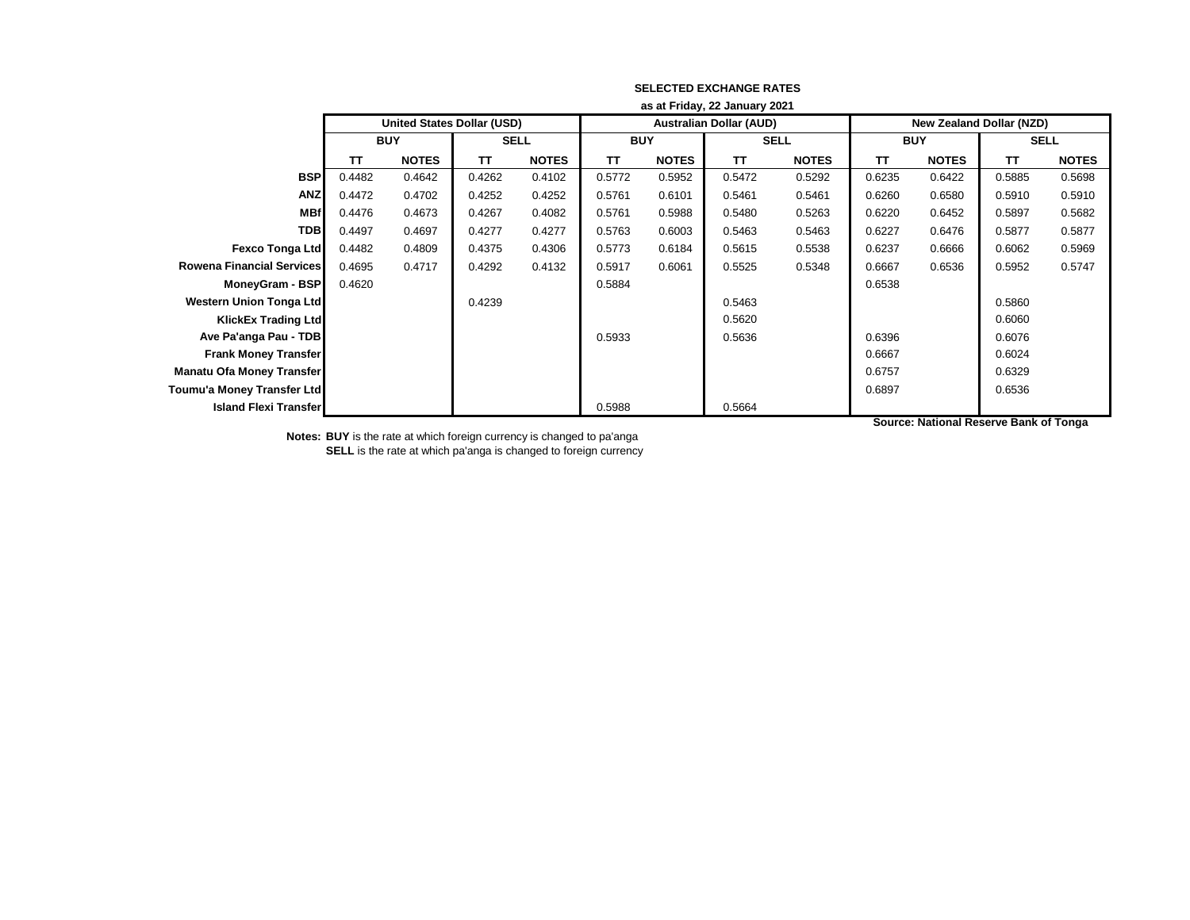**SELECTED EXCHANGE RATES**

**as at Friday, 22 January 2021**

| | United States Dollar (USD) | | | | Australian Dollar (AUD) | | | | New Zealand Dollar (NZD) | | | |
|---|---|---|---|---|---|---|---|---|---|---|---|---|
| | BUY | | SELL | | BUY | | SELL | | BUY | | SELL | |
| | TT | NOTES | TT | NOTES | TT | NOTES | TT | NOTES | TT | NOTES | TT | NOTES |
| **BSP** | 0.4482 | 0.4642 | 0.4262 | 0.4102 | 0.5772 | 0.5952 | 0.5472 | 0.5292 | 0.6235 | 0.6422 | 0.5885 | 0.5698 |
| **ANZ** | 0.4472 | 0.4702 | 0.4252 | 0.4252 | 0.5761 | 0.6101 | 0.5461 | 0.5461 | 0.6260 | 0.6580 | 0.5910 | 0.5910 |
| **MBf** | 0.4476 | 0.4673 | 0.4267 | 0.4082 | 0.5761 | 0.5988 | 0.5480 | 0.5263 | 0.6220 | 0.6452 | 0.5897 | 0.5682 |
| **TDB** | 0.4497 | 0.4697 | 0.4277 | 0.4277 | 0.5763 | 0.6003 | 0.5463 | 0.5463 | 0.6227 | 0.6476 | 0.5877 | 0.5877 |
| **Fexco Tonga Ltd** | 0.4482 | 0.4809 | 0.4375 | 0.4306 | 0.5773 | 0.6184 | 0.5615 | 0.5538 | 0.6237 | 0.6666 | 0.6062 | 0.5969 |
| **Rowena Financial Services** | 0.4695 | 0.4717 | 0.4292 | 0.4132 | 0.5917 | 0.6061 | 0.5525 | 0.5348 | 0.6667 | 0.6536 | 0.5952 | 0.5747 |
| **MoneyGram - BSP** | 0.4620 | | | | 0.5884 | | | | 0.6538 | | | |
| **Western Union Tonga Ltd** | | | 0.4239 | | | | 0.5463 | | | | 0.5860 | |
| **KlickEx Trading Ltd** | | | | | | | 0.5620 | | | | 0.6060 | |
| **Ave Pa'anga Pau - TDB** | | | | | 0.5933 | | 0.5636 | | 0.6396 | | 0.6076 | |
| **Frank Money Transfer** | | | | | | | | | 0.6667 | | 0.6024 | |
| **Manatu Ofa Money Transfer** | | | | | | | | | 0.6757 | | 0.6329 | |
| **Toumu'a Money Transfer Ltd** | | | | | | | | | 0.6897 | | 0.6536 | |
| **Island Flexi Transfer** | | | | | 0.5988 | | 0.5664 | | | | | |

**Source: National Reserve Bank of Tonga**

**Notes: BUY** is the rate at which foreign currency is changed to pa'anga
**SELL** is the rate at which pa'anga is changed to foreign currency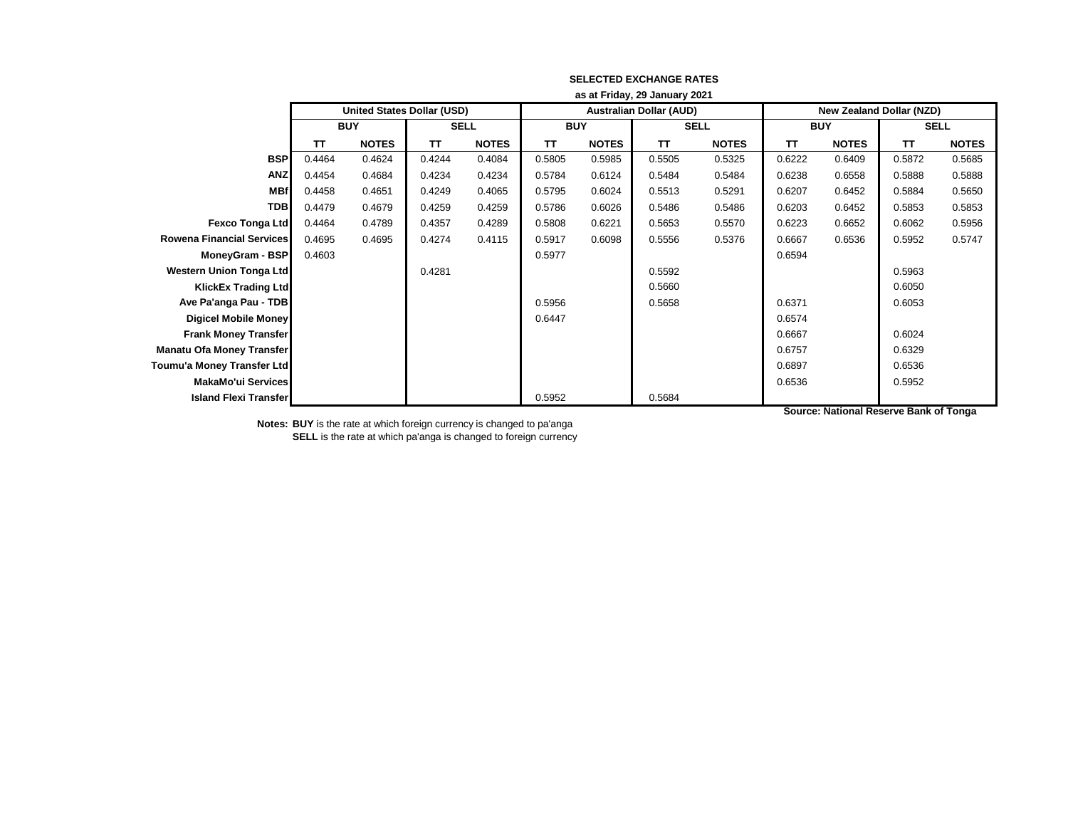**SELECTED EXCHANGE RATES**

**as at Friday, 29 January 2021**

| | United States Dollar (USD) | | | | Australian Dollar (AUD) | | | | New Zealand Dollar (NZD) | | | |
|---|---|---|---|---|---|---|---|---|---|---|---|---|
| | BUY | | SELL | | BUY | | SELL | | BUY | | SELL | |
| | TT | NOTES | TT | NOTES | TT | NOTES | TT | NOTES | TT | NOTES | TT | NOTES |
| **BSP** | 0.4464 | 0.4624 | 0.4244 | 0.4084 | 0.5805 | 0.5985 | 0.5505 | 0.5325 | 0.6222 | 0.6409 | 0.5872 | 0.5685 |
| **ANZ** | 0.4454 | 0.4684 | 0.4234 | 0.4234 | 0.5784 | 0.6124 | 0.5484 | 0.5484 | 0.6238 | 0.6558 | 0.5888 | 0.5888 |
| **MBf** | 0.4458 | 0.4651 | 0.4249 | 0.4065 | 0.5795 | 0.6024 | 0.5513 | 0.5291 | 0.6207 | 0.6452 | 0.5884 | 0.5650 |
| **TDB** | 0.4479 | 0.4679 | 0.4259 | 0.4259 | 0.5786 | 0.6026 | 0.5486 | 0.5486 | 0.6203 | 0.6452 | 0.5853 | 0.5853 |
| **Fexco Tonga Ltd** | 0.4464 | 0.4789 | 0.4357 | 0.4289 | 0.5808 | 0.6221 | 0.5653 | 0.5570 | 0.6223 | 0.6652 | 0.6062 | 0.5956 |
| **Rowena Financial Services** | 0.4695 | 0.4695 | 0.4274 | 0.4115 | 0.5917 | 0.6098 | 0.5556 | 0.5376 | 0.6667 | 0.6536 | 0.5952 | 0.5747 |
| **MoneyGram - BSP** | 0.4603 | | | | 0.5977 | | | | 0.6594 | | | |
| **Western Union Tonga Ltd** | | | 0.4281 | | | | 0.5592 | | | | 0.5963 | |
| **KlickEx Trading Ltd** | | | | | | | 0.5660 | | | | 0.6050 | |
| **Ave Pa'anga Pau - TDB** | | | | | 0.5956 | | 0.5658 | | 0.6371 | | 0.6053 | |
| **Digicel Mobile Money** | | | | | 0.6447 | | | | 0.6574 | | | |
| **Frank Money Transfer** | | | | | | | | | 0.6667 | | 0.6024 | |
| **Manatu Ofa Money Transfer** | | | | | | | | | 0.6757 | | 0.6329 | |
| **Toumu'a Money Transfer Ltd** | | | | | | | | | 0.6897 | | 0.6536 | |
| **MakaMo'ui Services** | | | | | | | | | 0.6536 | | 0.5952 | |
| **Island Flexi Transfer** | | | | | 0.5952 | | 0.5684 | | | | | |

**Source: National Reserve Bank of Tonga**

**Notes:** **BUY** is the rate at which foreign currency is changed to pa'anga
**SELL** is the rate at which pa'anga is changed to foreign currency